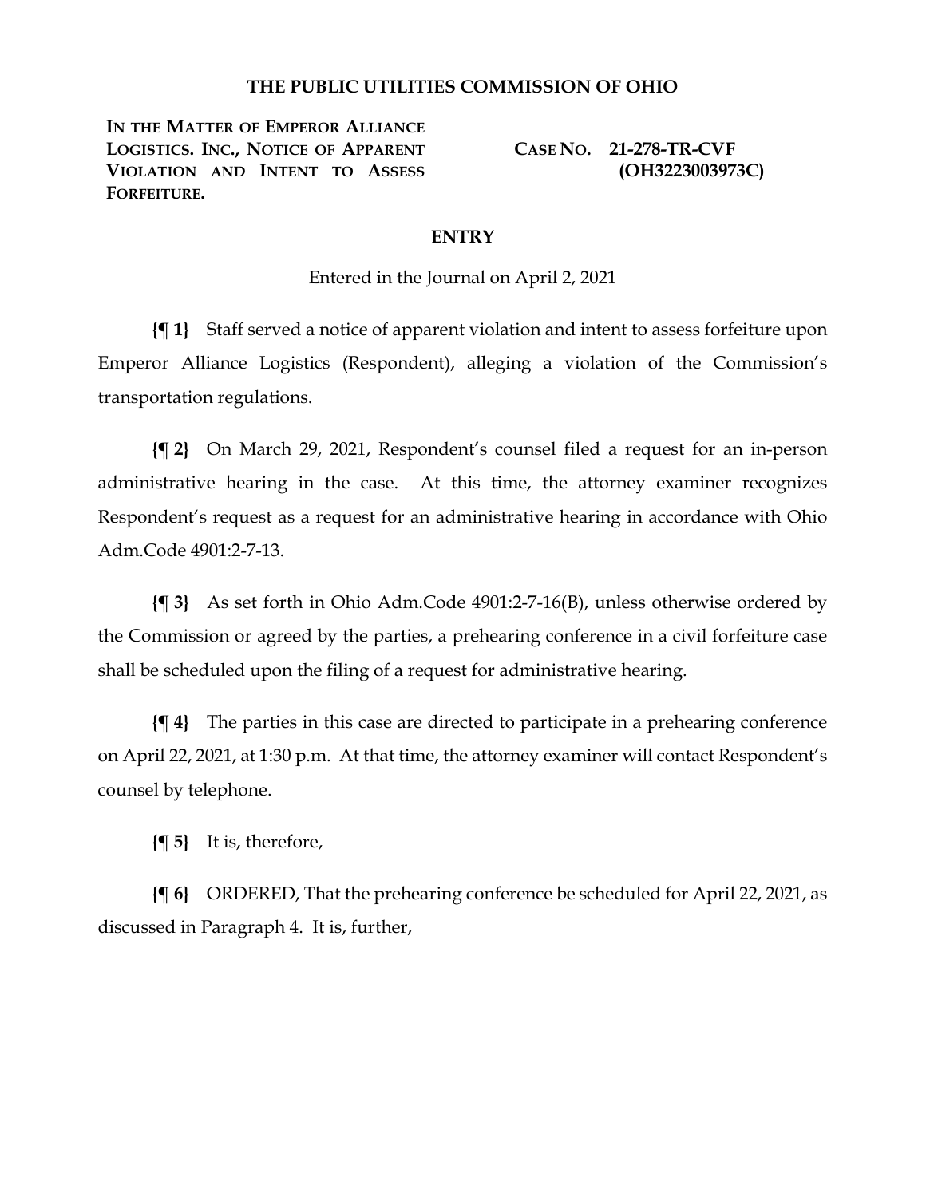# THE PUBLIC UTILITIES COMMISSION OF OHIO

**IN THE MATTER OF EMPEROR ALLIANCE LOGISTICS. INC., NOTICE OF APPARENT VIOLATION AND INTENT TO ASSESS FORFEITURE.**

**CASE NO. 21-278-TR-CVF (OH3223003973C)**

## ENTRY

Entered in the Journal on April 2, 2021

**{¶ 1}** Staff served a notice of apparent violation and intent to assess forfeiture upon Emperor Alliance Logistics (Respondent), alleging a violation of the Commission's transportation regulations.

**{¶ 2}** On March 29, 2021, Respondent's counsel filed a request for an in-person administrative hearing in the case. At this time, the attorney examiner recognizes Respondent's request as a request for an administrative hearing in accordance with Ohio Adm.Code 4901:2-7-13.

**{¶ 3}** As set forth in Ohio Adm.Code 4901:2-7-16(B), unless otherwise ordered by the Commission or agreed by the parties, a prehearing conference in a civil forfeiture case shall be scheduled upon the filing of a request for administrative hearing.

**{¶ 4}** The parties in this case are directed to participate in a prehearing conference on April 22, 2021, at 1:30 p.m. At that time, the attorney examiner will contact Respondent's counsel by telephone.

**{¶ 5}** It is, therefore,

**{¶ 6}** ORDERED, That the prehearing conference be scheduled for April 22, 2021, as discussed in Paragraph 4. It is, further,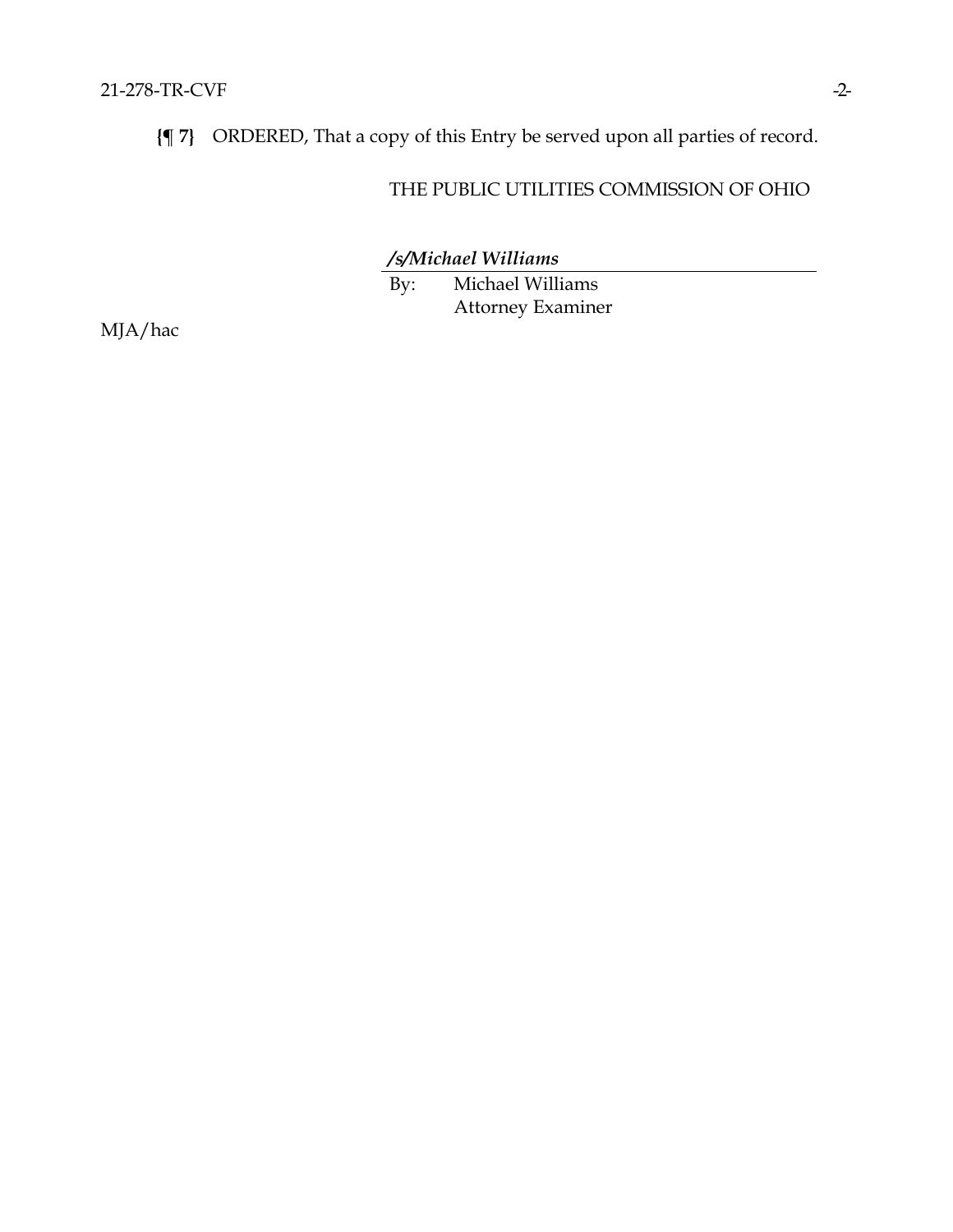**{¶ 7}** ORDERED, That a copy of this Entry be served upon all parties of record.

THE PUBLIC UTILITIES COMMISSION OF OHIO

***/s/Michael Williams***

By: Michael Williams
Attorney Examiner

MJA/hac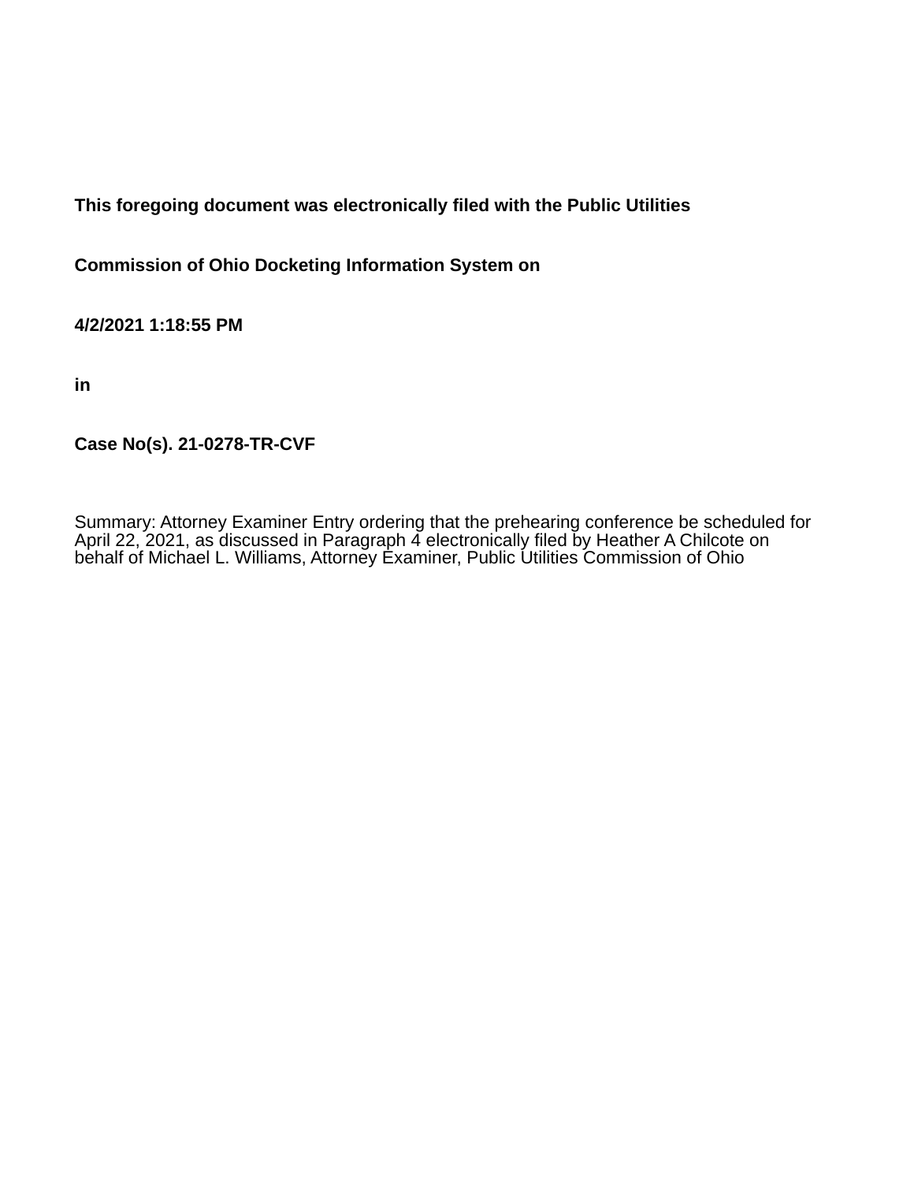**This foregoing document was electronically filed with the Public Utilities**

**Commission of Ohio Docketing Information System on**

**4/2/2021 1:18:55 PM**

**in**

**Case No(s). 21-0278-TR-CVF**

Summary: Attorney Examiner Entry ordering that the prehearing conference be scheduled for April 22, 2021, as discussed in Paragraph 4 electronically filed by Heather A Chilcote on behalf of Michael L. Williams, Attorney Examiner, Public Utilities Commission of Ohio